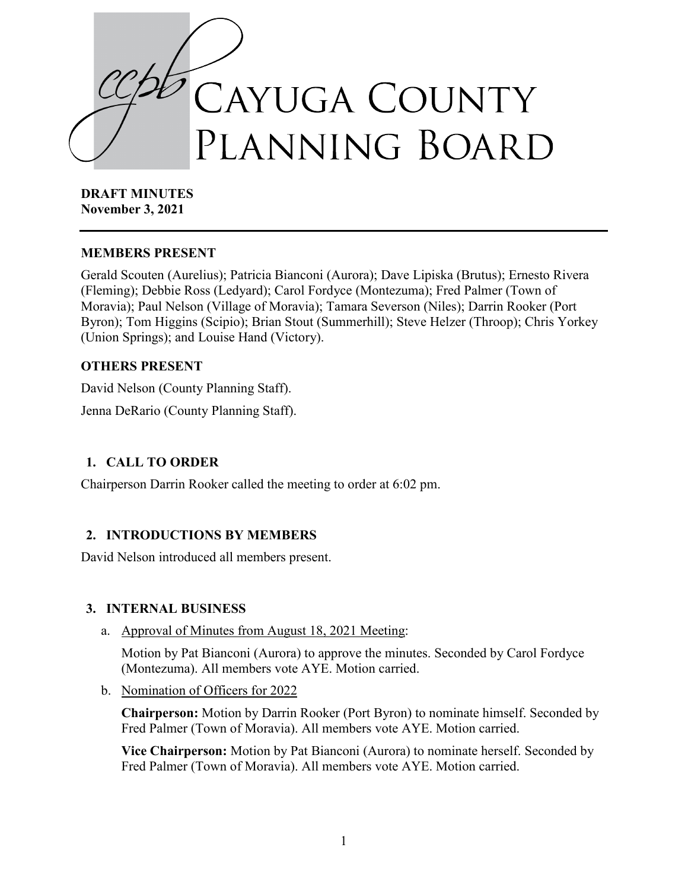# Cayuga County Planning Board

**DRAFT MINUTES**
**November 3, 2021**

---

### MEMBERS PRESENT

Gerald Scouten (Aurelius); Patricia Bianconi (Aurora); Dave Lipiska (Brutus); Ernesto Rivera (Fleming); Debbie Ross (Ledyard); Carol Fordyce (Montezuma); Fred Palmer (Town of Moravia); Paul Nelson (Village of Moravia); Tamara Severson (Niles); Darrin Rooker (Port Byron); Tom Higgins (Scipio); Brian Stout (Summerhill); Steve Helzer (Throop); Chris Yorkey (Union Springs); and Louise Hand (Victory).

### OTHERS PRESENT

David Nelson (County Planning Staff).

Jenna DeRario (County Planning Staff).

### 1. CALL TO ORDER

Chairperson Darrin Rooker called the meeting to order at 6:02 pm.

### 2. INTRODUCTIONS BY MEMBERS

David Nelson introduced all members present.

### 3. INTERNAL BUSINESS

a. Approval of Minutes from August 18, 2021 Meeting:

   Motion by Pat Bianconi (Aurora) to approve the minutes. Seconded by Carol Fordyce (Montezuma). All members vote AYE. Motion carried.

b. Nomination of Officers for 2022

   **Chairperson:** Motion by Darrin Rooker (Port Byron) to nominate himself. Seconded by Fred Palmer (Town of Moravia). All members vote AYE. Motion carried.

   **Vice Chairperson:** Motion by Pat Bianconi (Aurora) to nominate herself. Seconded by Fred Palmer (Town of Moravia). All members vote AYE. Motion carried.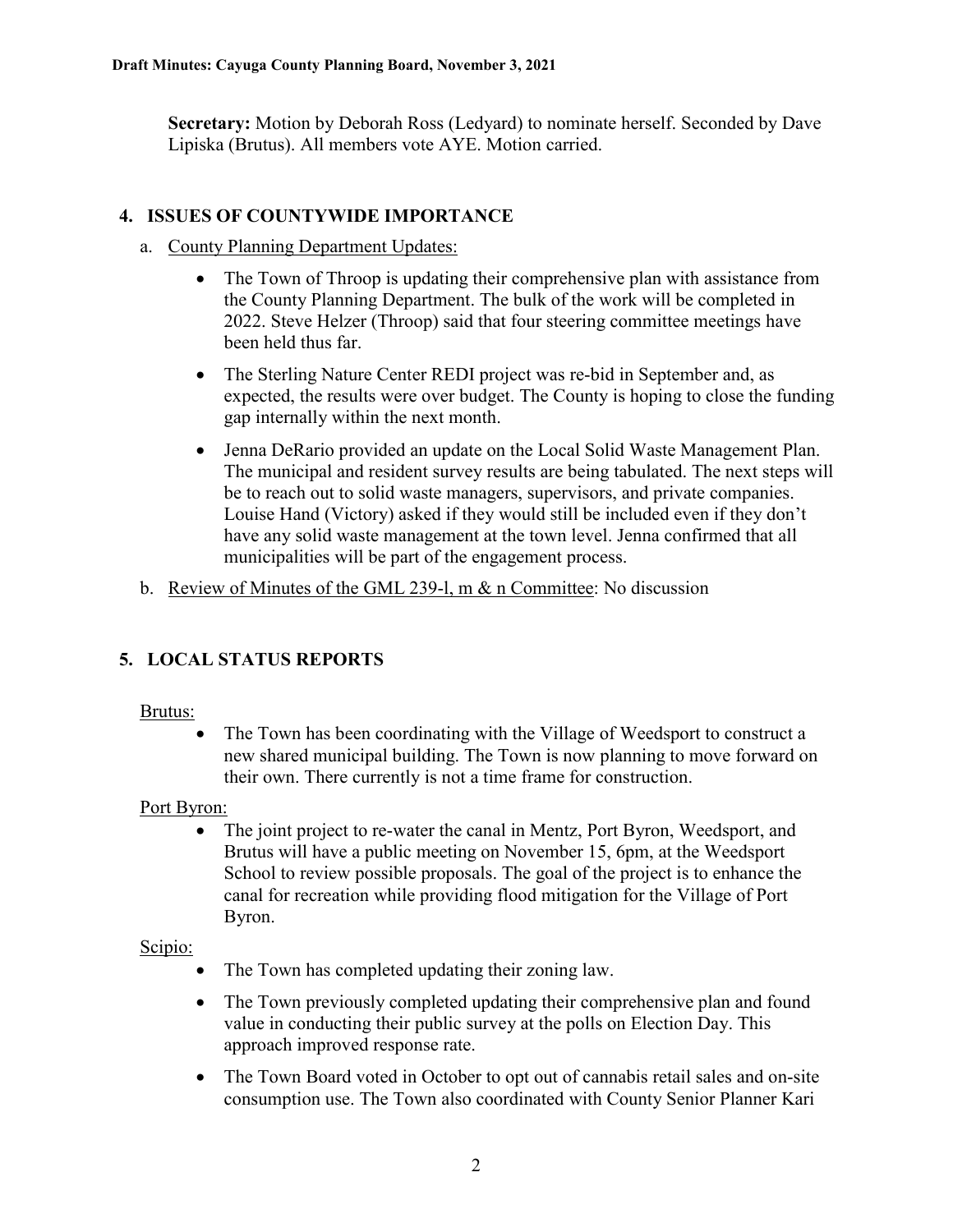**Secretary:** Motion by Deborah Ross (Ledyard) to nominate herself. Seconded by Dave Lipiska (Brutus). All members vote AYE. Motion carried.

## 4. ISSUES OF COUNTYWIDE IMPORTANCE

a. County Planning Department Updates:

- The Town of Throop is updating their comprehensive plan with assistance from the County Planning Department. The bulk of the work will be completed in 2022. Steve Helzer (Throop) said that four steering committee meetings have been held thus far.
- The Sterling Nature Center REDI project was re-bid in September and, as expected, the results were over budget. The County is hoping to close the funding gap internally within the next month.
- Jenna DeRario provided an update on the Local Solid Waste Management Plan. The municipal and resident survey results are being tabulated. The next steps will be to reach out to solid waste managers, supervisors, and private companies. Louise Hand (Victory) asked if they would still be included even if they don't have any solid waste management at the town level. Jenna confirmed that all municipalities will be part of the engagement process.

b. Review of Minutes of the GML 239-l, m & n Committee: No discussion

## 5. LOCAL STATUS REPORTS

Brutus:

- The Town has been coordinating with the Village of Weedsport to construct a new shared municipal building. The Town is now planning to move forward on their own. There currently is not a time frame for construction.

Port Byron:

- The joint project to re-water the canal in Mentz, Port Byron, Weedsport, and Brutus will have a public meeting on November 15, 6pm, at the Weedsport School to review possible proposals. The goal of the project is to enhance the canal for recreation while providing flood mitigation for the Village of Port Byron.

Scipio:

- The Town has completed updating their zoning law.
- The Town previously completed updating their comprehensive plan and found value in conducting their public survey at the polls on Election Day. This approach improved response rate.
- The Town Board voted in October to opt out of cannabis retail sales and on-site consumption use. The Town also coordinated with County Senior Planner Kari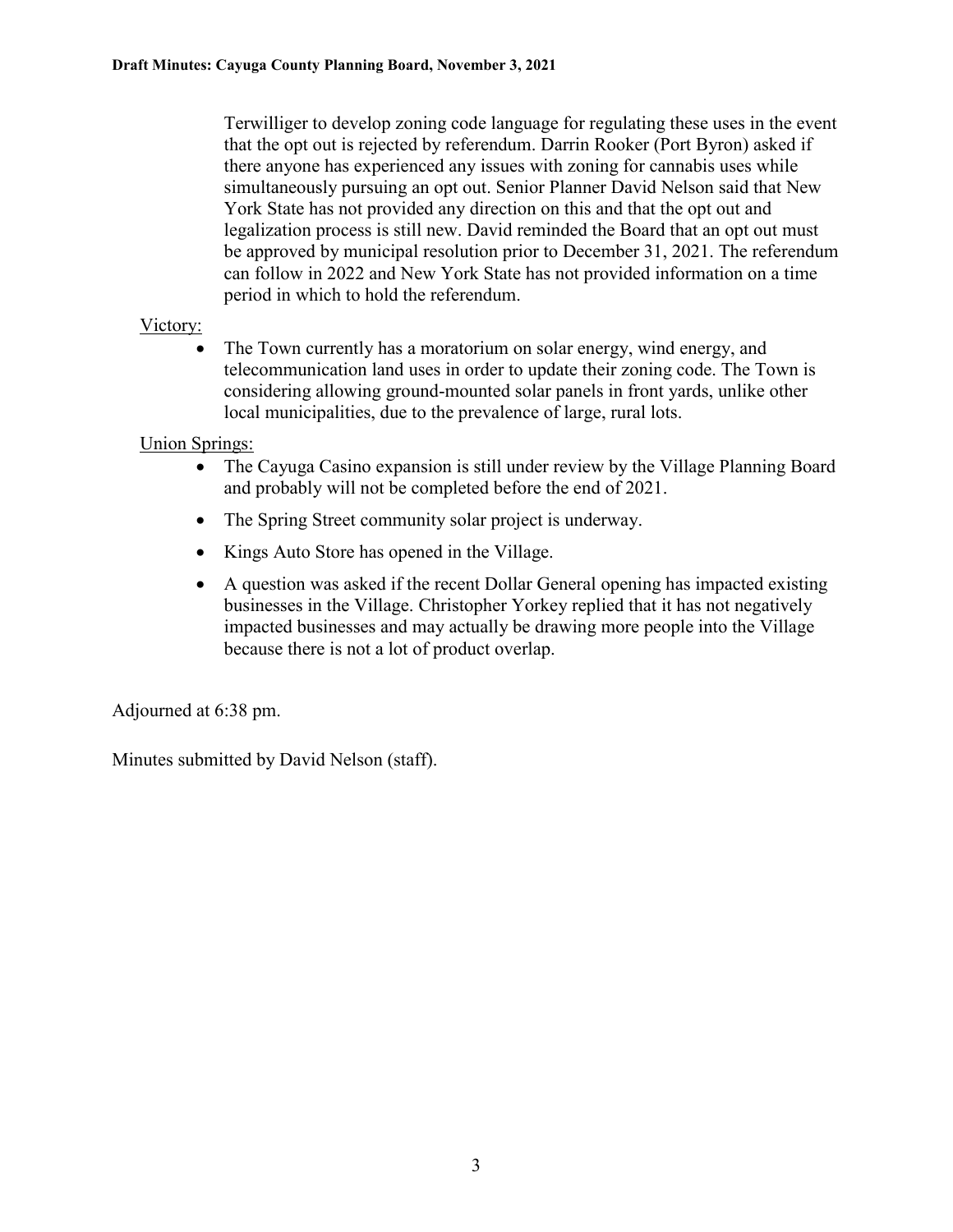Terwilliger to develop zoning code language for regulating these uses in the event that the opt out is rejected by referendum. Darrin Rooker (Port Byron) asked if there anyone has experienced any issues with zoning for cannabis uses while simultaneously pursuing an opt out. Senior Planner David Nelson said that New York State has not provided any direction on this and that the opt out and legalization process is still new. David reminded the Board that an opt out must be approved by municipal resolution prior to December 31, 2021. The referendum can follow in 2022 and New York State has not provided information on a time period in which to hold the referendum.

Victory:

- The Town currently has a moratorium on solar energy, wind energy, and telecommunication land uses in order to update their zoning code. The Town is considering allowing ground-mounted solar panels in front yards, unlike other local municipalities, due to the prevalence of large, rural lots.

Union Springs:

- The Cayuga Casino expansion is still under review by the Village Planning Board and probably will not be completed before the end of 2021.
- The Spring Street community solar project is underway.
- Kings Auto Store has opened in the Village.
- A question was asked if the recent Dollar General opening has impacted existing businesses in the Village. Christopher Yorkey replied that it has not negatively impacted businesses and may actually be drawing more people into the Village because there is not a lot of product overlap.

Adjourned at 6:38 pm.

Minutes submitted by David Nelson (staff).